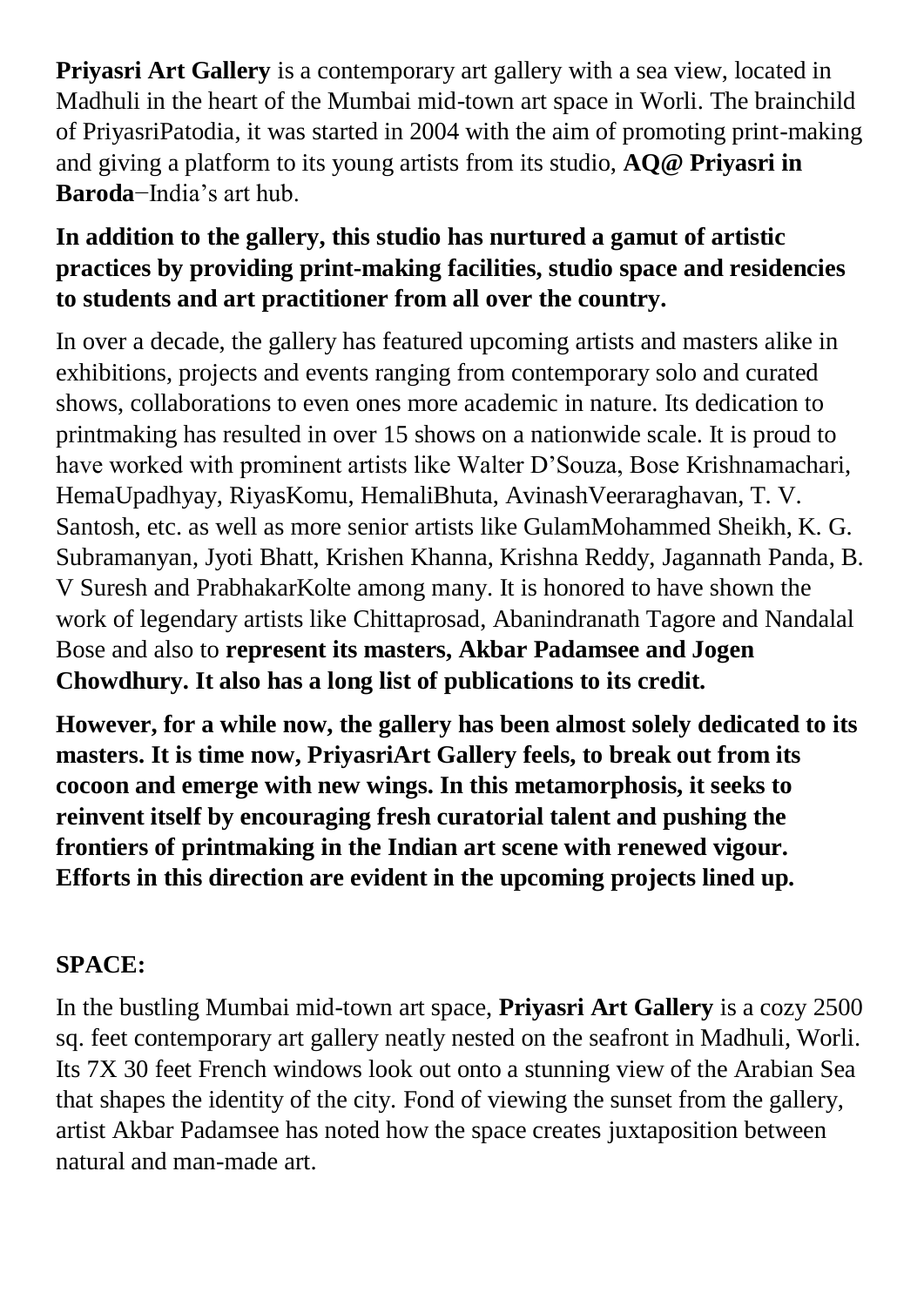**Priyasri Art Gallery** is a contemporary art gallery with a sea view, located in Madhuli in the heart of the Mumbai mid-town art space in Worli. The brainchild of PriyasriPatodia, it was started in 2004 with the aim of promoting print-making and giving a platform to its young artists from its studio, **AQ@ Priyasri in Baroda**−India's art hub.

**In addition to the gallery, this studio has nurtured a gamut of artistic practices by providing print-making facilities, studio space and residencies to students and art practitioner from all over the country.**

In over a decade, the gallery has featured upcoming artists and masters alike in exhibitions, projects and events ranging from contemporary solo and curated shows, collaborations to even ones more academic in nature. Its dedication to printmaking has resulted in over 15 shows on a nationwide scale. It is proud to have worked with prominent artists like Walter D'Souza, Bose Krishnamachari, HemaUpadhyay, RiyasKomu, HemaliBhuta, AvinashVeeraraghavan, T. V. Santosh, etc. as well as more senior artists like GulamMohammed Sheikh, K. G. Subramanyan, Jyoti Bhatt, Krishen Khanna, Krishna Reddy, Jagannath Panda, B. V Suresh and PrabhakarKolte among many. It is honored to have shown the work of legendary artists like Chittaprosad, Abanindranath Tagore and Nandalal Bose and also to **represent its masters, Akbar Padamsee and Jogen Chowdhury. It also has a long list of publications to its credit.**

**However, for a while now, the gallery has been almost solely dedicated to its masters. It is time now, PriyasriArt Gallery feels, to break out from its cocoon and emerge with new wings. In this metamorphosis, it seeks to reinvent itself by encouraging fresh curatorial talent and pushing the frontiers of printmaking in the Indian art scene with renewed vigour. Efforts in this direction are evident in the upcoming projects lined up.**

## SPACE:

In the bustling Mumbai mid-town art space, **Priyasri Art Gallery** is a cozy 2500 sq. feet contemporary art gallery neatly nested on the seafront in Madhuli, Worli. Its 7X 30 feet French windows look out onto a stunning view of the Arabian Sea that shapes the identity of the city. Fond of viewing the sunset from the gallery, artist Akbar Padamsee has noted how the space creates juxtaposition between natural and man-made art.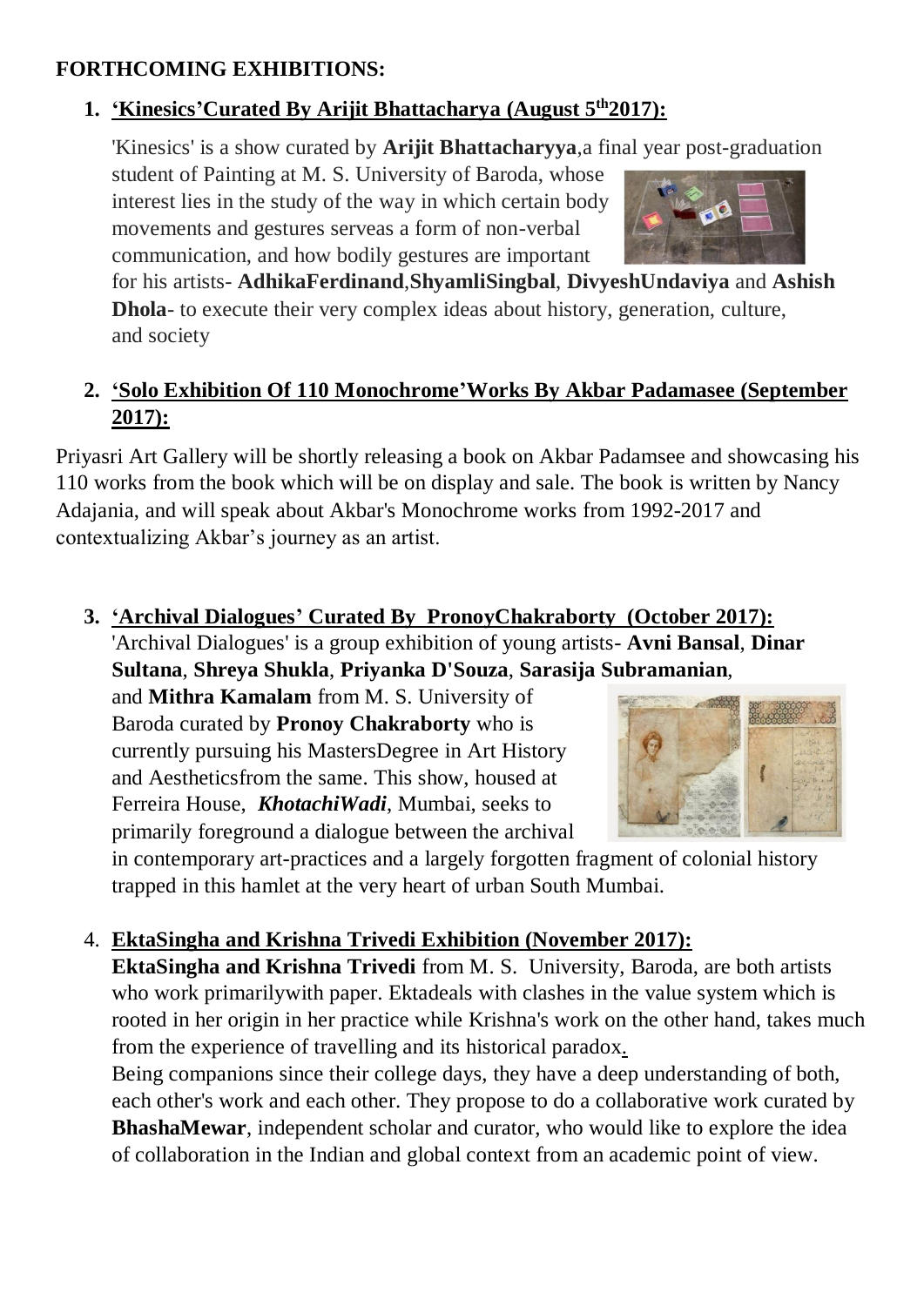**FORTHCOMING EXHIBITIONS:**

1. **'Kinesics'Curated By Arijit Bhattacharya (August 5th2017):**

   'Kinesics' is a show curated by **Arijit Bhattacharyya**,a final year post-graduation student of Painting at M. S. University of Baroda, whose interest lies in the study of the way in which certain body movements and gestures serveas a form of non-verbal communication, and how bodily gestures are important for his artists- **AdhikaFerdinand**,**ShyamliSingbal**, **DivyeshUndaviya** and **Ashish Dhola**- to execute their very complex ideas about history, generation, culture, and society

2. **'Solo Exhibition Of 110 Monochrome'Works By Akbar Padamasee (September 2017):**

Priyasri Art Gallery will be shortly releasing a book on Akbar Padamsee and showcasing his 110 works from the book which will be on display and sale. The book is written by Nancy Adajania, and will speak about Akbar's Monochrome works from 1992-2017 and contextualizing Akbar's journey as an artist.

3. **'Archival Dialogues' Curated By PronoyChakraborty (October 2017):**

   'Archival Dialogues' is a group exhibition of young artists- **Avni Bansal**, **Dinar Sultana**, **Shreya Shukla**, **Priyanka D'Souza**, **Sarasija Subramanian**, and **Mithra Kamalam** from M. S. University of Baroda curated by **Pronoy Chakraborty** who is currently pursuing his MastersDegree in Art History and Aestheticsfrom the same. This show, housed at Ferreira House, ***KhotachiWadi***, Mumbai, seeks to primarily foreground a dialogue between the archival in contemporary art-practices and a largely forgotten fragment of colonial history trapped in this hamlet at the very heart of urban South Mumbai.

4. **EktaSingha and Krishna Trivedi Exhibition (November 2017):**

   **EktaSingha and Krishna Trivedi** from M. S. University, Baroda, are both artists who work primarilywith paper. Ektadeals with clashes in the value system which is rooted in her origin in her practice while Krishna's work on the other hand, takes much from the experience of travelling and its historical paradox.

   Being companions since their college days, they have a deep understanding of both, each other's work and each other. They propose to do a collaborative work curated by **BhashaMewar**, independent scholar and curator, who would like to explore the idea of collaboration in the Indian and global context from an academic point of view.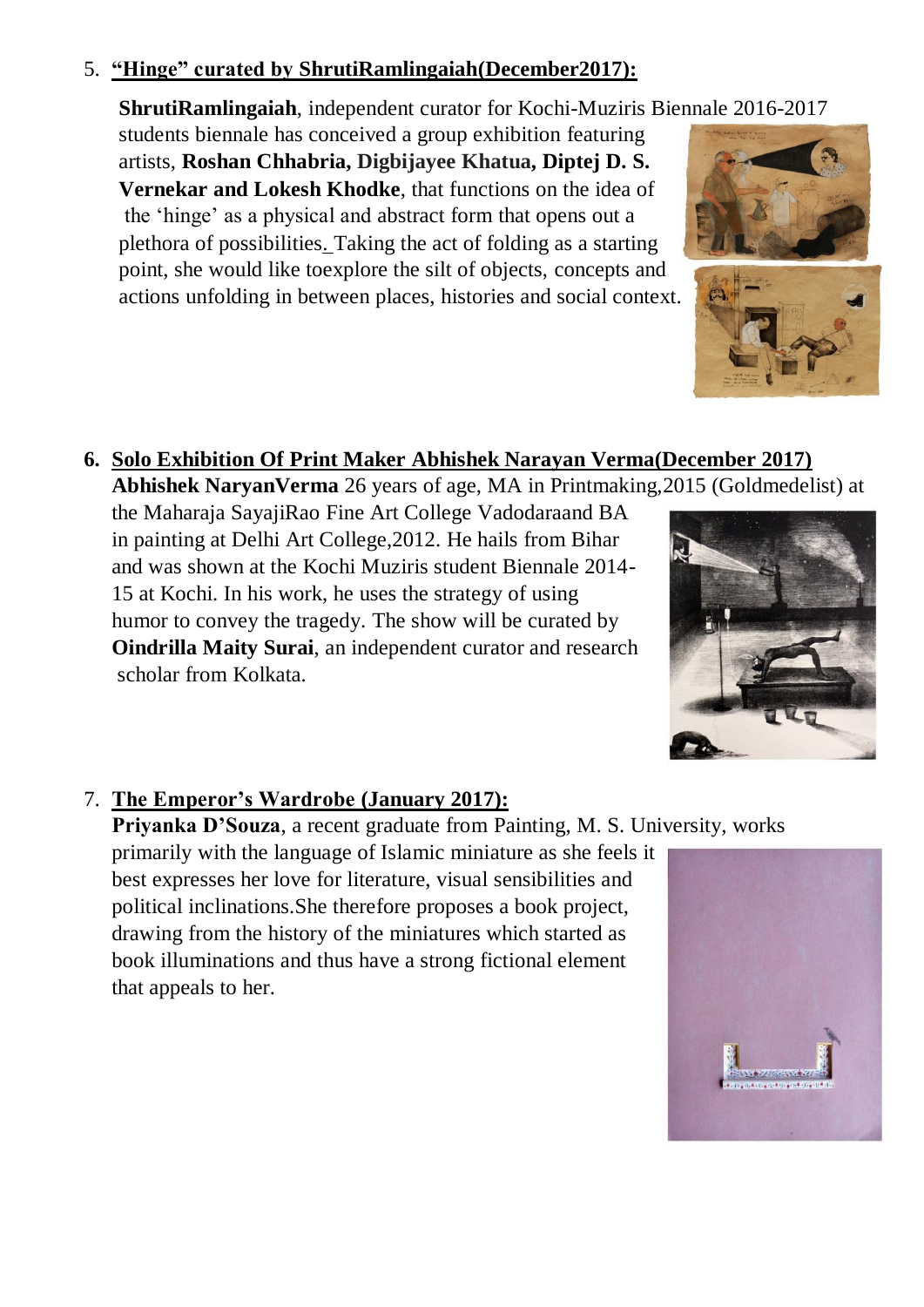5. **"Hinge" curated by ShrutiRamlingaiah(December2017):**

**ShrutiRamlingaiah**, independent curator for Kochi-Muziris Biennale 2016-2017 students biennale has conceived a group exhibition featuring artists, **Roshan Chhabria, Digbijayee Khatua, Diptej D. S. Vernekar and Lokesh Khodke**, that functions on the idea of the 'hinge' as a physical and abstract form that opens out a plethora of possibilities. Taking the act of folding as a starting point, she would like toexplore the silt of objects, concepts and actions unfolding in between places, histories and social context.

6. **Solo Exhibition Of Print Maker Abhishek Narayan Verma(December 2017)**

**Abhishek NaryanVerma** 26 years of age, MA in Printmaking,2015 (Goldmedelist) at the Maharaja SayajiRao Fine Art College Vadodaraand BA in painting at Delhi Art College,2012. He hails from Bihar and was shown at the Kochi Muziris student Biennale 2014-15 at Kochi. In his work, he uses the strategy of using humor to convey the tragedy. The show will be curated by **Oindrilla Maity Surai**, an independent curator and research scholar from Kolkata.

7. **The Emperor's Wardrobe (January 2017):**

**Priyanka D'Souza**, a recent graduate from Painting, M. S. University, works primarily with the language of Islamic miniature as she feels it best expresses her love for literature, visual sensibilities and political inclinations.She therefore proposes a book project, drawing from the history of the miniatures which started as book illuminations and thus have a strong fictional element that appeals to her.